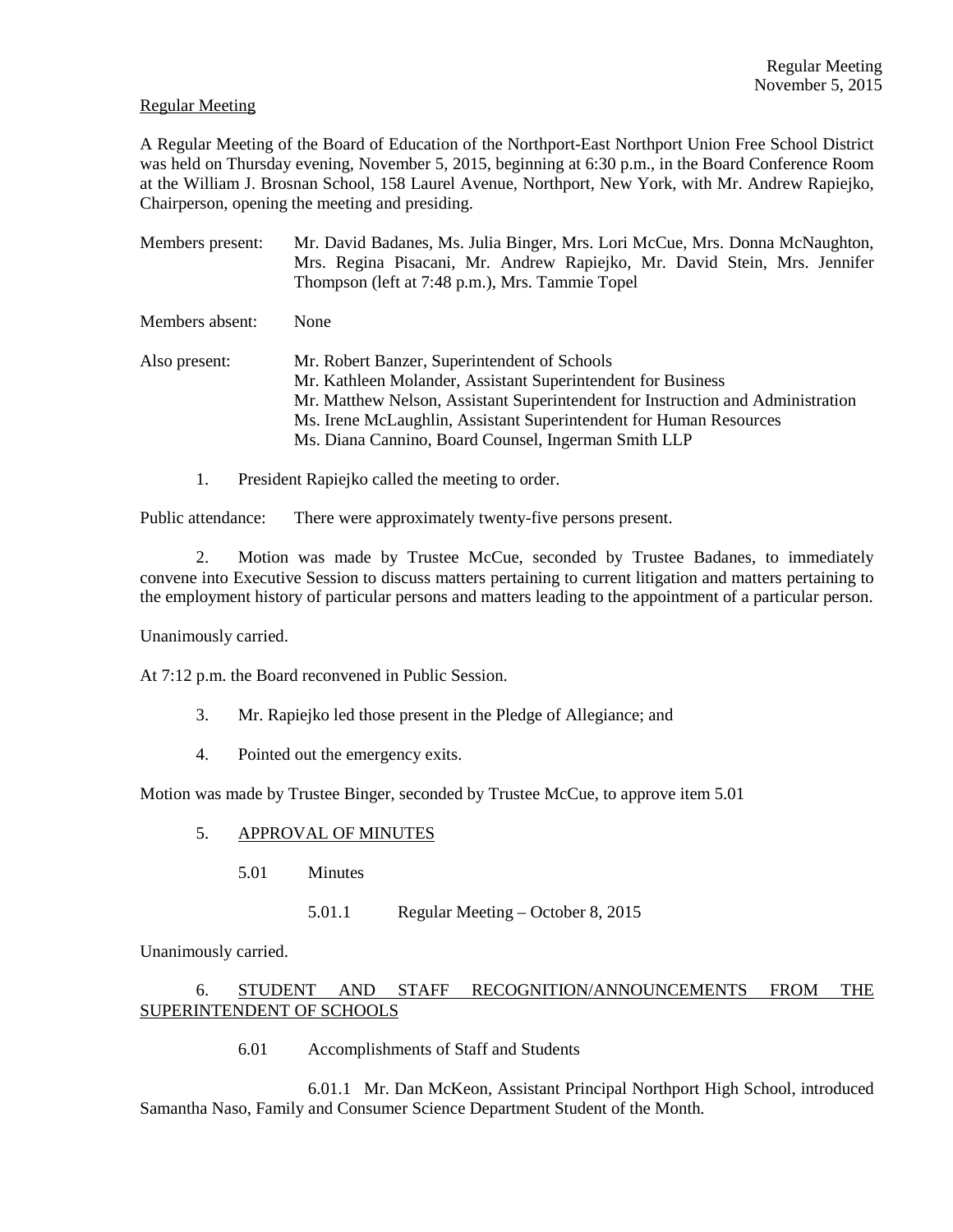Regular Meeting

A Regular Meeting of the Board of Education of the Northport-East Northport Union Free School District was held on Thursday evening, November 5, 2015, beginning at 6:30 p.m., in the Board Conference Room at the William J. Brosnan School, 158 Laurel Avenue, Northport, New York, with Mr. Andrew Rapiejko, Chairperson, opening the meeting and presiding.

Members present: Mr. David Badanes, Ms. Julia Binger, Mrs. Lori McCue, Mrs. Donna McNaughton, Mrs. Regina Pisacani, Mr. Andrew Rapiejko, Mr. David Stein, Mrs. Jennifer Thompson (left at 7:48 p.m.), Mrs. Tammie Topel

Members absent: None

Also present:
Mr. Robert Banzer, Superintendent of Schools
Mr. Kathleen Molander, Assistant Superintendent for Business
Mr. Matthew Nelson, Assistant Superintendent for Instruction and Administration
Ms. Irene McLaughlin, Assistant Superintendent for Human Resources
Ms. Diana Cannino, Board Counsel, Ingerman Smith LLP

1. President Rapiejko called the meeting to order.

Public attendance: There were approximately twenty-five persons present.

2. Motion was made by Trustee McCue, seconded by Trustee Badanes, to immediately convene into Executive Session to discuss matters pertaining to current litigation and matters pertaining to the employment history of particular persons and matters leading to the appointment of a particular person.

Unanimously carried.

At 7:12 p.m. the Board reconvened in Public Session.

3. Mr. Rapiejko led those present in the Pledge of Allegiance; and

4. Pointed out the emergency exits.

Motion was made by Trustee Binger, seconded by Trustee McCue, to approve item 5.01

5. APPROVAL OF MINUTES

5.01 Minutes

5.01.1 Regular Meeting – October 8, 2015

Unanimously carried.

6. STUDENT AND STAFF RECOGNITION/ANNOUNCEMENTS FROM THE SUPERINTENDENT OF SCHOOLS

6.01 Accomplishments of Staff and Students

6.01.1 Mr. Dan McKeon, Assistant Principal Northport High School, introduced Samantha Naso, Family and Consumer Science Department Student of the Month.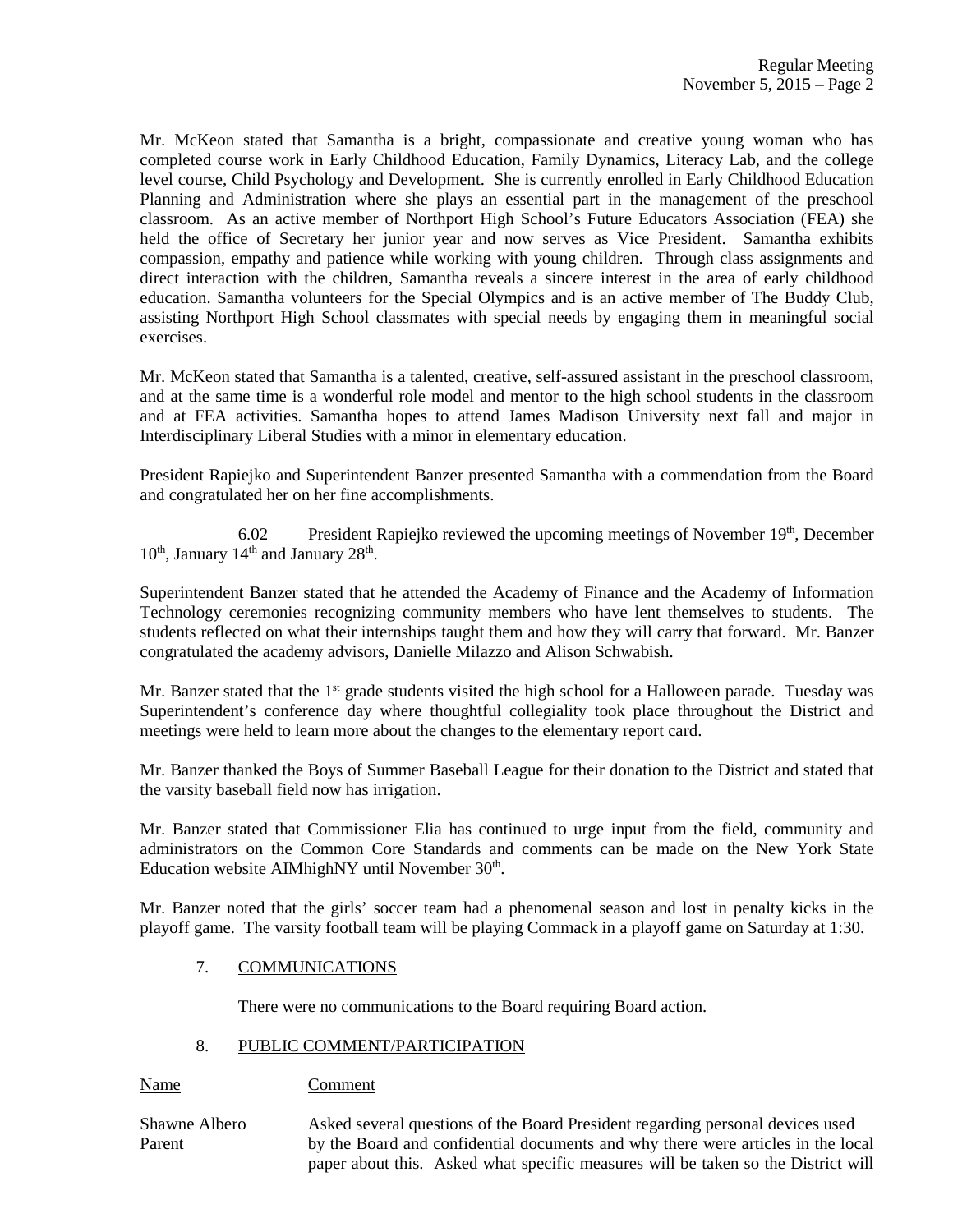Mr. McKeon stated that Samantha is a bright, compassionate and creative young woman who has completed course work in Early Childhood Education, Family Dynamics, Literacy Lab, and the college level course, Child Psychology and Development. She is currently enrolled in Early Childhood Education Planning and Administration where she plays an essential part in the management of the preschool classroom. As an active member of Northport High School's Future Educators Association (FEA) she held the office of Secretary her junior year and now serves as Vice President. Samantha exhibits compassion, empathy and patience while working with young children. Through class assignments and direct interaction with the children, Samantha reveals a sincere interest in the area of early childhood education. Samantha volunteers for the Special Olympics and is an active member of The Buddy Club, assisting Northport High School classmates with special needs by engaging them in meaningful social exercises.

Mr. McKeon stated that Samantha is a talented, creative, self-assured assistant in the preschool classroom, and at the same time is a wonderful role model and mentor to the high school students in the classroom and at FEA activities. Samantha hopes to attend James Madison University next fall and major in Interdisciplinary Liberal Studies with a minor in elementary education.

President Rapiejko and Superintendent Banzer presented Samantha with a commendation from the Board and congratulated her on her fine accomplishments.

6.02 President Rapiejko reviewed the upcoming meetings of November 19th, December 10th, January 14th and January 28th.

Superintendent Banzer stated that he attended the Academy of Finance and the Academy of Information Technology ceremonies recognizing community members who have lent themselves to students. The students reflected on what their internships taught them and how they will carry that forward. Mr. Banzer congratulated the academy advisors, Danielle Milazzo and Alison Schwabish.

Mr. Banzer stated that the 1st grade students visited the high school for a Halloween parade. Tuesday was Superintendent's conference day where thoughtful collegiality took place throughout the District and meetings were held to learn more about the changes to the elementary report card.

Mr. Banzer thanked the Boys of Summer Baseball League for their donation to the District and stated that the varsity baseball field now has irrigation.

Mr. Banzer stated that Commissioner Elia has continued to urge input from the field, community and administrators on the Common Core Standards and comments can be made on the New York State Education website AIMhighNY until November 30th.

Mr. Banzer noted that the girls' soccer team had a phenomenal season and lost in penalty kicks in the playoff game. The varsity football team will be playing Commack in a playoff game on Saturday at 1:30.

7. COMMUNICATIONS

There were no communications to the Board requiring Board action.

8. PUBLIC COMMENT/PARTICIPATION

| Name | Comment |
|---|---|
| Shawne Albero<br>Parent | Asked several questions of the Board President regarding personal devices used by the Board and confidential documents and why there were articles in the local paper about this. Asked what specific measures will be taken so the District will |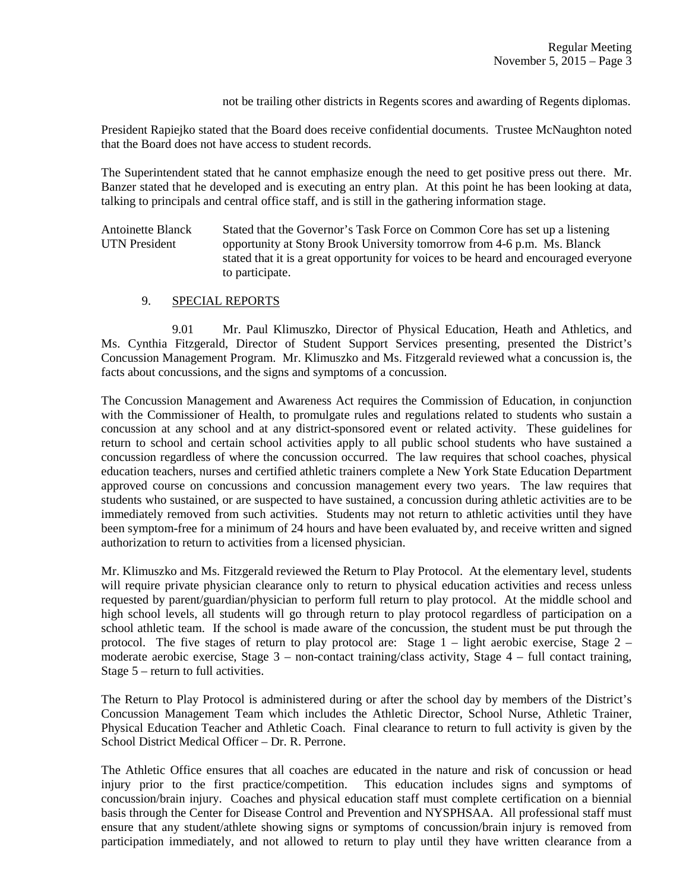not be trailing other districts in Regents scores and awarding of Regents diplomas.

President Rapiejko stated that the Board does receive confidential documents. Trustee McNaughton noted that the Board does not have access to student records.

The Superintendent stated that he cannot emphasize enough the need to get positive press out there. Mr. Banzer stated that he developed and is executing an entry plan. At this point he has been looking at data, talking to principals and central office staff, and is still in the gathering information stage.

| | |
|---|---|
| Antoinette Blanck<br>UTN President | Stated that the Governor's Task Force on Common Core has set up a listening opportunity at Stony Brook University tomorrow from 4-6 p.m. Ms. Blanck stated that it is a great opportunity for voices to be heard and encouraged everyone to participate. |

9. SPECIAL REPORTS

9.01 Mr. Paul Klimuszko, Director of Physical Education, Heath and Athletics, and Ms. Cynthia Fitzgerald, Director of Student Support Services presenting, presented the District's Concussion Management Program. Mr. Klimuszko and Ms. Fitzgerald reviewed what a concussion is, the facts about concussions, and the signs and symptoms of a concussion.

The Concussion Management and Awareness Act requires the Commission of Education, in conjunction with the Commissioner of Health, to promulgate rules and regulations related to students who sustain a concussion at any school and at any district-sponsored event or related activity. These guidelines for return to school and certain school activities apply to all public school students who have sustained a concussion regardless of where the concussion occurred. The law requires that school coaches, physical education teachers, nurses and certified athletic trainers complete a New York State Education Department approved course on concussions and concussion management every two years. The law requires that students who sustained, or are suspected to have sustained, a concussion during athletic activities are to be immediately removed from such activities. Students may not return to athletic activities until they have been symptom-free for a minimum of 24 hours and have been evaluated by, and receive written and signed authorization to return to activities from a licensed physician.

Mr. Klimuszko and Ms. Fitzgerald reviewed the Return to Play Protocol. At the elementary level, students will require private physician clearance only to return to physical education activities and recess unless requested by parent/guardian/physician to perform full return to play protocol. At the middle school and high school levels, all students will go through return to play protocol regardless of participation on a school athletic team. If the school is made aware of the concussion, the student must be put through the protocol. The five stages of return to play protocol are: Stage 1 – light aerobic exercise, Stage 2 – moderate aerobic exercise, Stage 3 – non-contact training/class activity, Stage 4 – full contact training, Stage 5 – return to full activities.

The Return to Play Protocol is administered during or after the school day by members of the District's Concussion Management Team which includes the Athletic Director, School Nurse, Athletic Trainer, Physical Education Teacher and Athletic Coach. Final clearance to return to full activity is given by the School District Medical Officer – Dr. R. Perrone.

The Athletic Office ensures that all coaches are educated in the nature and risk of concussion or head injury prior to the first practice/competition. This education includes signs and symptoms of concussion/brain injury. Coaches and physical education staff must complete certification on a biennial basis through the Center for Disease Control and Prevention and NYSPHSAA. All professional staff must ensure that any student/athlete showing signs or symptoms of concussion/brain injury is removed from participation immediately, and not allowed to return to play until they have written clearance from a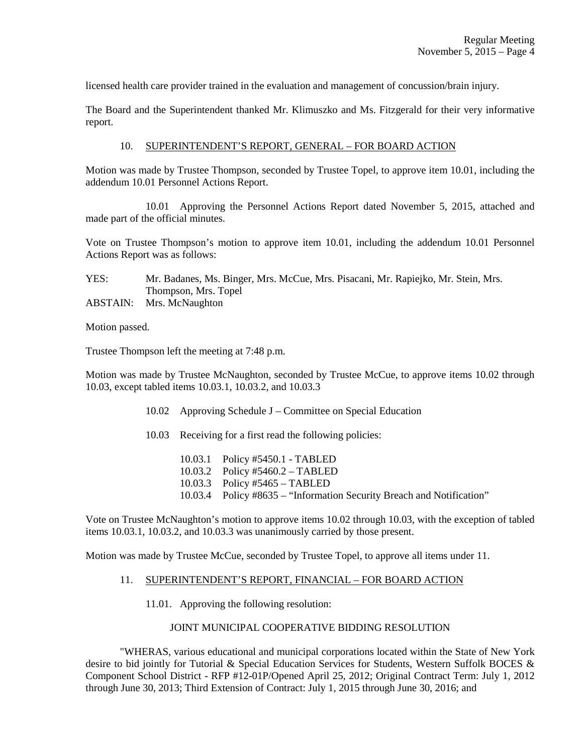licensed health care provider trained in the evaluation and management of concussion/brain injury.

The Board and the Superintendent thanked Mr. Klimuszko and Ms. Fitzgerald for their very informative report.

## 10. SUPERINTENDENT'S REPORT, GENERAL – FOR BOARD ACTION

Motion was made by Trustee Thompson, seconded by Trustee Topel, to approve item 10.01, including the addendum 10.01 Personnel Actions Report.

10.01 Approving the Personnel Actions Report dated November 5, 2015, attached and made part of the official minutes.

Vote on Trustee Thompson's motion to approve item 10.01, including the addendum 10.01 Personnel Actions Report was as follows:

YES: Mr. Badanes, Ms. Binger, Mrs. McCue, Mrs. Pisacani, Mr. Rapiejko, Mr. Stein, Mrs. Thompson, Mrs. Topel
ABSTAIN: Mrs. McNaughton

Motion passed.

Trustee Thompson left the meeting at 7:48 p.m.

Motion was made by Trustee McNaughton, seconded by Trustee McCue, to approve items 10.02 through 10.03, except tabled items 10.03.1, 10.03.2, and 10.03.3

10.02 Approving Schedule J – Committee on Special Education

10.03 Receiving for a first read the following policies:

10.03.1 Policy #5450.1 - TABLED
10.03.2 Policy #5460.2 – TABLED
10.03.3 Policy #5465 – TABLED
10.03.4 Policy #8635 – "Information Security Breach and Notification"

Vote on Trustee McNaughton's motion to approve items 10.02 through 10.03, with the exception of tabled items 10.03.1, 10.03.2, and 10.03.3 was unanimously carried by those present.

Motion was made by Trustee McCue, seconded by Trustee Topel, to approve all items under 11.

## 11. SUPERINTENDENT'S REPORT, FINANCIAL – FOR BOARD ACTION

11.01. Approving the following resolution:

JOINT MUNICIPAL COOPERATIVE BIDDING RESOLUTION

"WHERAS, various educational and municipal corporations located within the State of New York desire to bid jointly for Tutorial & Special Education Services for Students, Western Suffolk BOCES & Component School District - RFP #12-01P/Opened April 25, 2012; Original Contract Term: July 1, 2012 through June 30, 2013; Third Extension of Contract: July 1, 2015 through June 30, 2016; and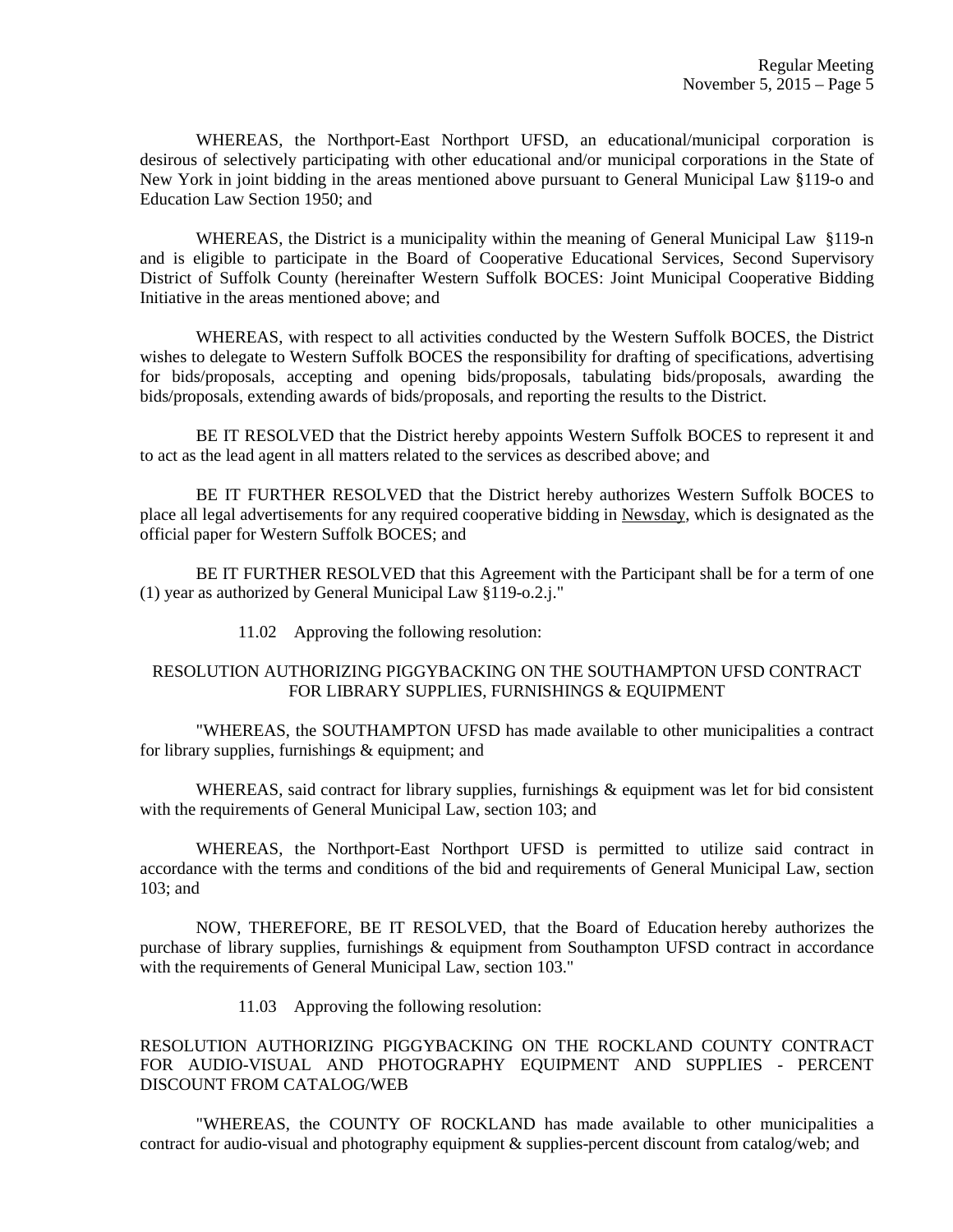WHEREAS, the Northport-East Northport UFSD, an educational/municipal corporation is desirous of selectively participating with other educational and/or municipal corporations in the State of New York in joint bidding in the areas mentioned above pursuant to General Municipal Law §119-o and Education Law Section 1950; and

WHEREAS, the District is a municipality within the meaning of General Municipal Law §119-n and is eligible to participate in the Board of Cooperative Educational Services, Second Supervisory District of Suffolk County (hereinafter Western Suffolk BOCES: Joint Municipal Cooperative Bidding Initiative in the areas mentioned above; and

WHEREAS, with respect to all activities conducted by the Western Suffolk BOCES, the District wishes to delegate to Western Suffolk BOCES the responsibility for drafting of specifications, advertising for bids/proposals, accepting and opening bids/proposals, tabulating bids/proposals, awarding the bids/proposals, extending awards of bids/proposals, and reporting the results to the District.

BE IT RESOLVED that the District hereby appoints Western Suffolk BOCES to represent it and to act as the lead agent in all matters related to the services as described above; and

BE IT FURTHER RESOLVED that the District hereby authorizes Western Suffolk BOCES to place all legal advertisements for any required cooperative bidding in Newsday, which is designated as the official paper for Western Suffolk BOCES; and

BE IT FURTHER RESOLVED that this Agreement with the Participant shall be for a term of one (1) year as authorized by General Municipal Law §119-o.2.j."

11.02 Approving the following resolution:

RESOLUTION AUTHORIZING PIGGYBACKING ON THE SOUTHAMPTON UFSD CONTRACT FOR LIBRARY SUPPLIES, FURNISHINGS & EQUIPMENT

"WHEREAS, the SOUTHAMPTON UFSD has made available to other municipalities a contract for library supplies, furnishings & equipment; and

WHEREAS, said contract for library supplies, furnishings & equipment was let for bid consistent with the requirements of General Municipal Law, section 103; and

WHEREAS, the Northport-East Northport UFSD is permitted to utilize said contract in accordance with the terms and conditions of the bid and requirements of General Municipal Law, section 103; and

NOW, THEREFORE, BE IT RESOLVED, that the Board of Education hereby authorizes the purchase of library supplies, furnishings & equipment from Southampton UFSD contract in accordance with the requirements of General Municipal Law, section 103."

11.03 Approving the following resolution:

RESOLUTION AUTHORIZING PIGGYBACKING ON THE ROCKLAND COUNTY CONTRACT FOR AUDIO-VISUAL AND PHOTOGRAPHY EQUIPMENT AND SUPPLIES - PERCENT DISCOUNT FROM CATALOG/WEB

"WHEREAS, the COUNTY OF ROCKLAND has made available to other municipalities a contract for audio-visual and photography equipment & supplies-percent discount from catalog/web; and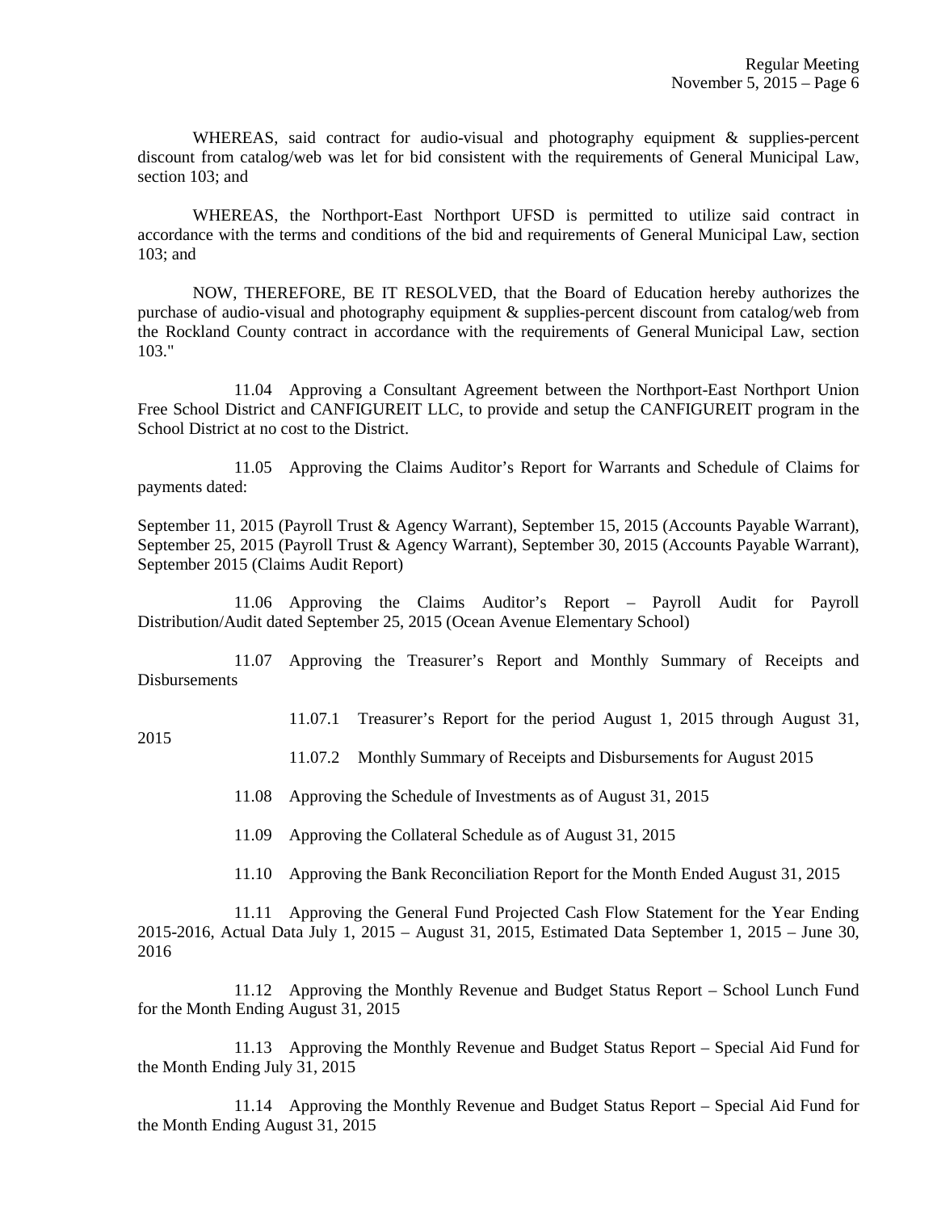WHEREAS, said contract for audio-visual and photography equipment & supplies-percent discount from catalog/web was let for bid consistent with the requirements of General Municipal Law, section 103; and

WHEREAS, the Northport-East Northport UFSD is permitted to utilize said contract in accordance with the terms and conditions of the bid and requirements of General Municipal Law, section 103; and

NOW, THEREFORE, BE IT RESOLVED, that the Board of Education hereby authorizes the purchase of audio-visual and photography equipment & supplies-percent discount from catalog/web from the Rockland County contract in accordance with the requirements of General Municipal Law, section 103."

11.04 Approving a Consultant Agreement between the Northport-East Northport Union Free School District and CANFIGUREIT LLC, to provide and setup the CANFIGUREIT program in the School District at no cost to the District.

11.05 Approving the Claims Auditor's Report for Warrants and Schedule of Claims for payments dated:

September 11, 2015 (Payroll Trust & Agency Warrant), September 15, 2015 (Accounts Payable Warrant), September 25, 2015 (Payroll Trust & Agency Warrant), September 30, 2015 (Accounts Payable Warrant), September 2015 (Claims Audit Report)

11.06 Approving the Claims Auditor's Report – Payroll Audit for Payroll Distribution/Audit dated September 25, 2015 (Ocean Avenue Elementary School)

11.07 Approving the Treasurer's Report and Monthly Summary of Receipts and Disbursements

11.07.1 Treasurer's Report for the period August 1, 2015 through August 31, 2015

11.07.2 Monthly Summary of Receipts and Disbursements for August 2015

11.08 Approving the Schedule of Investments as of August 31, 2015

11.09 Approving the Collateral Schedule as of August 31, 2015

11.10 Approving the Bank Reconciliation Report for the Month Ended August 31, 2015

11.11 Approving the General Fund Projected Cash Flow Statement for the Year Ending 2015-2016, Actual Data July 1, 2015 – August 31, 2015, Estimated Data September 1, 2015 – June 30, 2016

11.12 Approving the Monthly Revenue and Budget Status Report – School Lunch Fund for the Month Ending August 31, 2015

11.13 Approving the Monthly Revenue and Budget Status Report – Special Aid Fund for the Month Ending July 31, 2015

11.14 Approving the Monthly Revenue and Budget Status Report – Special Aid Fund for the Month Ending August 31, 2015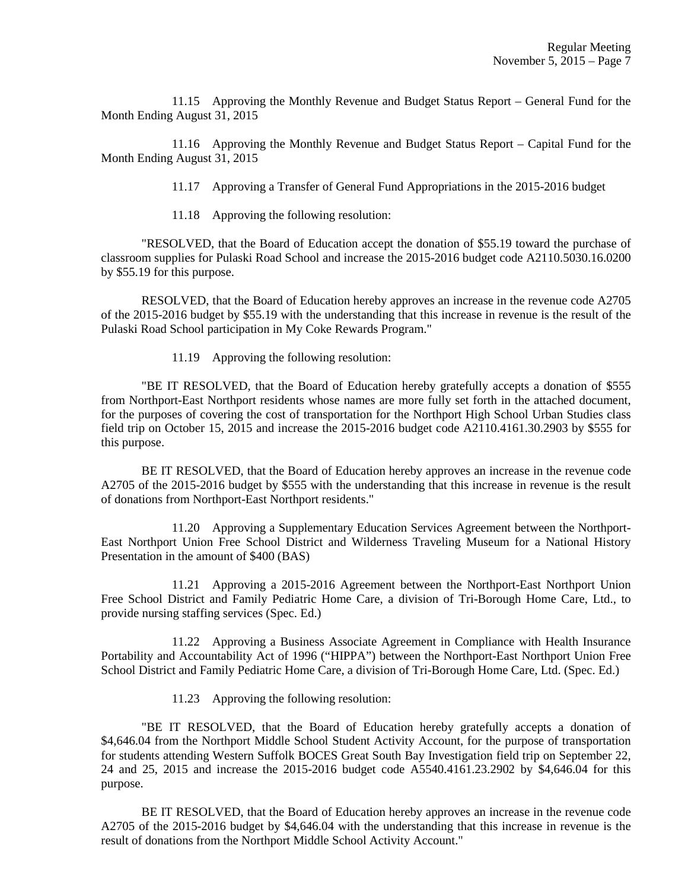11.15 Approving the Monthly Revenue and Budget Status Report – General Fund for the Month Ending August 31, 2015

11.16 Approving the Monthly Revenue and Budget Status Report – Capital Fund for the Month Ending August 31, 2015

11.17 Approving a Transfer of General Fund Appropriations in the 2015-2016 budget

11.18 Approving the following resolution:

"RESOLVED, that the Board of Education accept the donation of $55.19 toward the purchase of classroom supplies for Pulaski Road School and increase the 2015-2016 budget code A2110.5030.16.0200 by $55.19 for this purpose.

RESOLVED, that the Board of Education hereby approves an increase in the revenue code A2705 of the 2015-2016 budget by $55.19 with the understanding that this increase in revenue is the result of the Pulaski Road School participation in My Coke Rewards Program."

11.19 Approving the following resolution:

"BE IT RESOLVED, that the Board of Education hereby gratefully accepts a donation of $555 from Northport-East Northport residents whose names are more fully set forth in the attached document, for the purposes of covering the cost of transportation for the Northport High School Urban Studies class field trip on October 15, 2015 and increase the 2015-2016 budget code A2110.4161.30.2903 by $555 for this purpose.

BE IT RESOLVED, that the Board of Education hereby approves an increase in the revenue code A2705 of the 2015-2016 budget by $555 with the understanding that this increase in revenue is the result of donations from Northport-East Northport residents."

11.20 Approving a Supplementary Education Services Agreement between the Northport-East Northport Union Free School District and Wilderness Traveling Museum for a National History Presentation in the amount of $400 (BAS)

11.21 Approving a 2015-2016 Agreement between the Northport-East Northport Union Free School District and Family Pediatric Home Care, a division of Tri-Borough Home Care, Ltd., to provide nursing staffing services (Spec. Ed.)

11.22 Approving a Business Associate Agreement in Compliance with Health Insurance Portability and Accountability Act of 1996 ("HIPPA") between the Northport-East Northport Union Free School District and Family Pediatric Home Care, a division of Tri-Borough Home Care, Ltd. (Spec. Ed.)

11.23 Approving the following resolution:

"BE IT RESOLVED, that the Board of Education hereby gratefully accepts a donation of $4,646.04 from the Northport Middle School Student Activity Account, for the purpose of transportation for students attending Western Suffolk BOCES Great South Bay Investigation field trip on September 22, 24 and 25, 2015 and increase the 2015-2016 budget code A5540.4161.23.2902 by $4,646.04 for this purpose.

BE IT RESOLVED, that the Board of Education hereby approves an increase in the revenue code A2705 of the 2015-2016 budget by $4,646.04 with the understanding that this increase in revenue is the result of donations from the Northport Middle School Activity Account."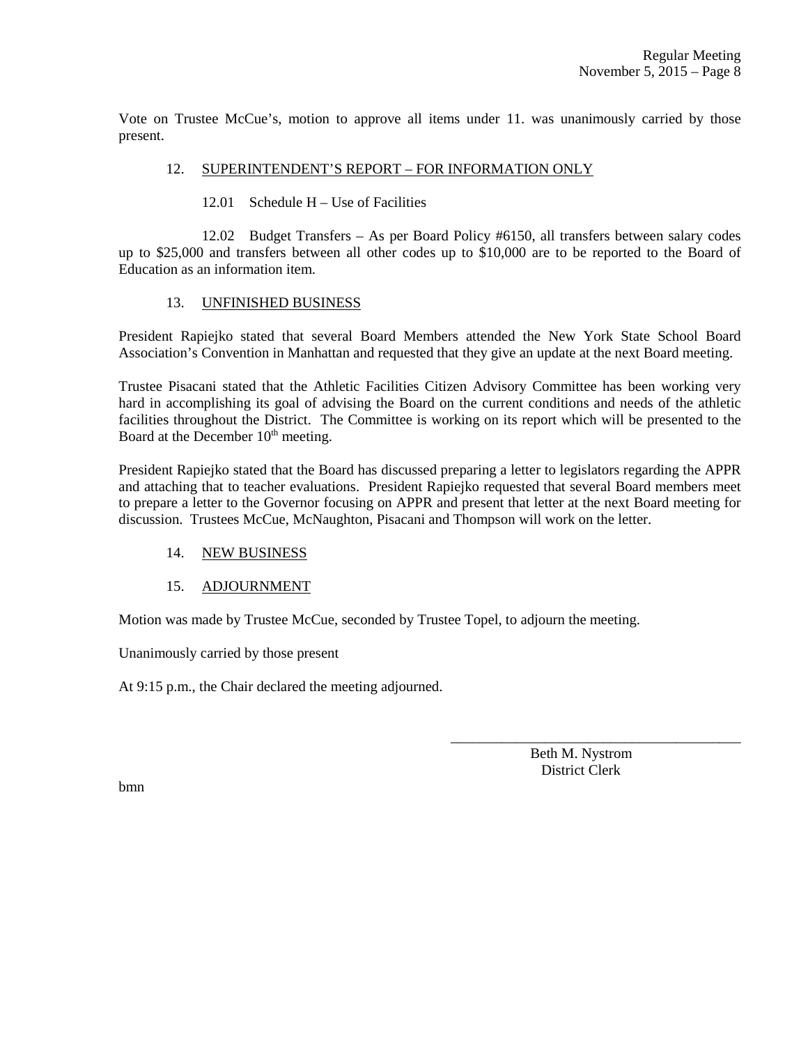Vote on Trustee McCue's, motion to approve all items under 11. was unanimously carried by those present.

12. SUPERINTENDENT'S REPORT – FOR INFORMATION ONLY

12.01 Schedule H – Use of Facilities

12.02 Budget Transfers – As per Board Policy #6150, all transfers between salary codes up to $25,000 and transfers between all other codes up to $10,000 are to be reported to the Board of Education as an information item.

13. UNFINISHED BUSINESS

President Rapiejko stated that several Board Members attended the New York State School Board Association's Convention in Manhattan and requested that they give an update at the next Board meeting.

Trustee Pisacani stated that the Athletic Facilities Citizen Advisory Committee has been working very hard in accomplishing its goal of advising the Board on the current conditions and needs of the athletic facilities throughout the District. The Committee is working on its report which will be presented to the Board at the December 10th meeting.

President Rapiejko stated that the Board has discussed preparing a letter to legislators regarding the APPR and attaching that to teacher evaluations. President Rapiejko requested that several Board members meet to prepare a letter to the Governor focusing on APPR and present that letter at the next Board meeting for discussion. Trustees McCue, McNaughton, Pisacani and Thompson will work on the letter.

14. NEW BUSINESS

15. ADJOURNMENT

Motion was made by Trustee McCue, seconded by Trustee Topel, to adjourn the meeting.

Unanimously carried by those present

At 9:15 p.m., the Chair declared the meeting adjourned.

\_\_\_\_\_\_\_\_\_\_\_\_\_\_\_\_\_\_\_\_\_\_\_\_\_\_\_\_\_\_\_\_\_\_\_\_\_\_\_\_

Beth M. Nystrom
District Clerk

bmn